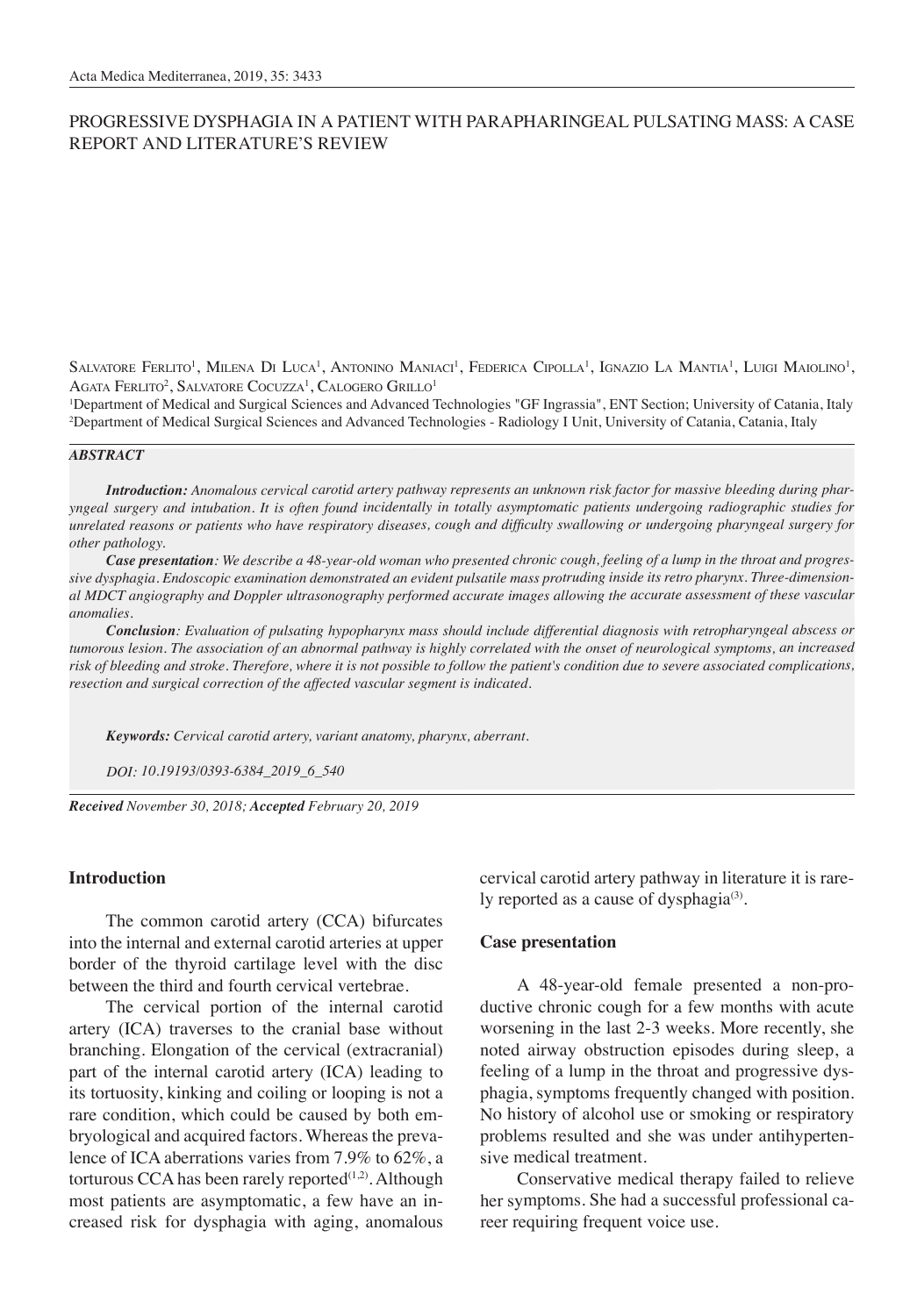# PROGRESSIVE DYSPHAGIA IN A PATIENT WITH PARAPHARINGEAL PULSATING MASS: A CASE REPORT AND LITERATURE'S REVIEW

Salvatore Ferlito[1], Milena Di Luca[1], Antonino Maniaci[1], Federica Cipolla[1], Ignazio La Mantia[1], Luigi Maiolino[1], Agata Ferlito[2], Salvatore Cocuzza[1], Calogero Grillo[1]

[1]Department of Medical and Surgical Sciences and Advanced Technologies "GF Ingrassia", ENT Section; University of Catania, Italy
[2]Department of Medical Surgical Sciences and Advanced Technologies - Radiology I Unit, University of Catania, Catania, Italy

***ABSTRACT***

***Introduction:*** *Anomalous cervical carotid artery pathway represents an unknown risk factor for massive bleeding during pharyngeal surgery and intubation. It is often found incidentally in totally asymptomatic patients undergoing radiographic studies for unrelated reasons or patients who have respiratory diseases, cough and difficulty swallowing or undergoing pharyngeal surgery for other pathology.*

***Case presentation****: We describe a 48-year-old woman who presented chronic cough, feeling of a lump in the throat and progressive dysphagia. Endoscopic examination demonstrated an evident pulsatile mass protruding inside its retro pharynx. Three-dimensional MDCT angiography and Doppler ultrasonography performed accurate images allowing the accurate assessment of these vascular anomalies.*

***Conclusion****: Evaluation of pulsating hypopharynx mass should include differential diagnosis with retropharyngeal abscess or tumorous lesion. The association of an abnormal pathway is highly correlated with the onset of neurological symptoms, an increased risk of bleeding and stroke. Therefore, where it is not possible to follow the patient's condition due to severe associated complications, resection and surgical correction of the affected vascular segment is indicated.*

***Keywords:*** *Cervical carotid artery, variant anatomy, pharynx, aberrant.*

*DOI: 10.19193/0393-6384_2019_6_540*

***Received*** *November 30, 2018;* ***Accepted*** *February 20, 2019*

## Introduction

The common carotid artery (CCA) bifurcates into the internal and external carotid arteries at upper border of the thyroid cartilage level with the disc between the third and fourth cervical vertebrae.

The cervical portion of the internal carotid artery (ICA) traverses to the cranial base without branching. Elongation of the cervical (extracranial) part of the internal carotid artery (ICA) leading to its tortuosity, kinking and coiling or looping is not a rare condition, which could be caused by both embryological and acquired factors. Whereas the prevalence of ICA aberrations varies from 7.9% to 62%, a torturous CCA has been rarely reported[1,2]. Although most patients are asymptomatic, a few have an increased risk for dysphagia with aging, anomalous cervical carotid artery pathway in literature it is rarely reported as a cause of dysphagia[3].

## Case presentation

A 48-year-old female presented a non-productive chronic cough for a few months with acute worsening in the last 2-3 weeks. More recently, she noted airway obstruction episodes during sleep, a feeling of a lump in the throat and progressive dysphagia, symptoms frequently changed with position. No history of alcohol use or smoking or respiratory problems resulted and she was under antihypertensive medical treatment.

Conservative medical therapy failed to relieve her symptoms. She had a successful professional career requiring frequent voice use.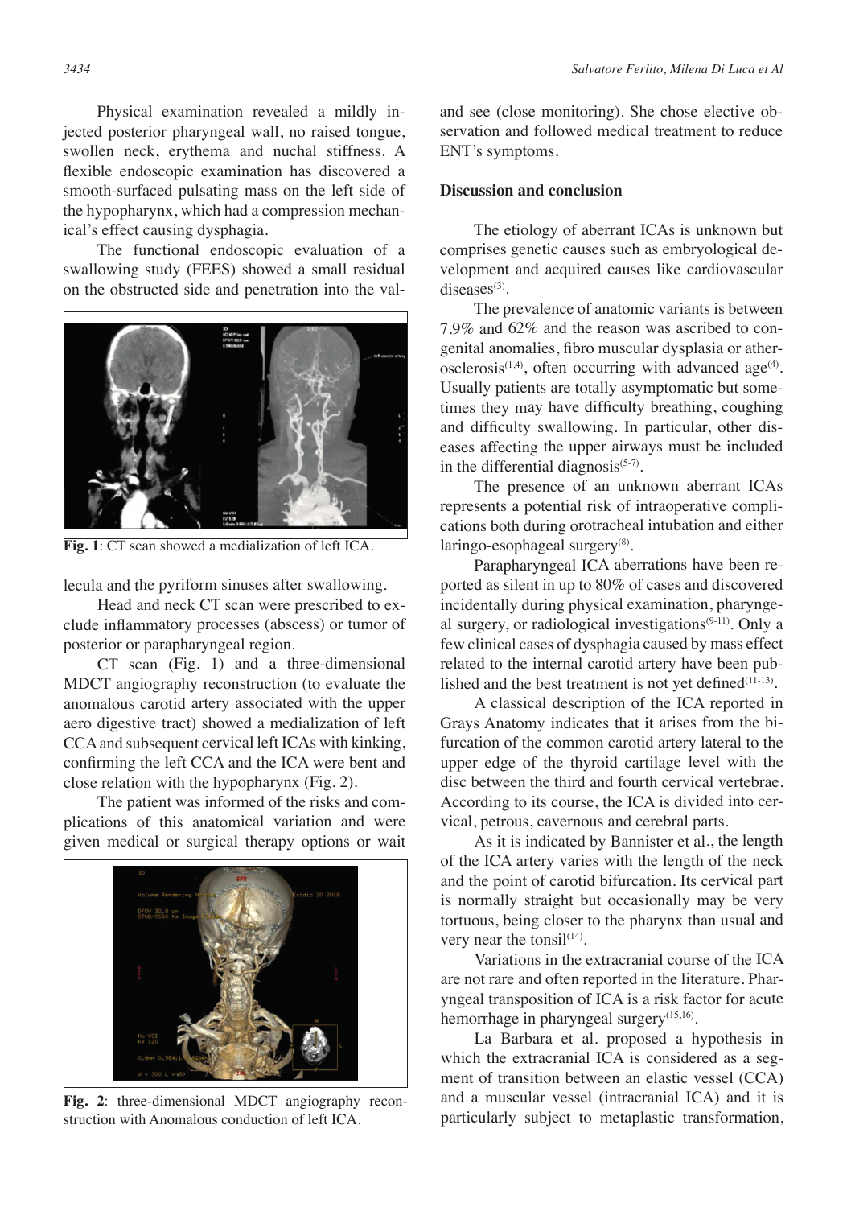Physical examination revealed a mildly injected posterior pharyngeal wall, no raised tongue, swollen neck, erythema and nuchal stiffness. A flexible endoscopic examination has discovered a smooth-surfaced pulsating mass on the left side of the hypopharynx, which had a compression mechanical's effect causing dysphagia.

The functional endoscopic evaluation of a swallowing study (FEES) showed a small residual on the obstructed side and penetration into the vallecula and the pyriform sinuses after swallowing.

**Fig. 1**: CT scan showed a medialization of left ICA.

Head and neck CT scan were prescribed to exclude inflammatory processes (abscess) or tumor of posterior or parapharyngeal region.

CT scan (Fig. 1) and a three-dimensional MDCT angiography reconstruction (to evaluate the anomalous carotid artery associated with the upper aero digestive tract) showed a medialization of left CCA and subsequent cervical left ICAs with kinking, confirming the left CCA and the ICA were bent and close relation with the hypopharynx (Fig. 2).

The patient was informed of the risks and complications of this anatomical variation and were given medical or surgical therapy options or wait and see (close monitoring). She chose elective observation and followed medical treatment to reduce ENT's symptoms.

**Fig. 2**: three-dimensional MDCT angiography reconstruction with Anomalous conduction of left ICA.

## Discussion and conclusion

The etiology of aberrant ICAs is unknown but comprises genetic causes such as embryological development and acquired causes like cardiovascular diseases[3].

The prevalence of anatomic variants is between 7.9% and 62% and the reason was ascribed to congenital anomalies, fibro muscular dysplasia or atherosclerosis[1,4], often occurring with advanced age[4]. Usually patients are totally asymptomatic but sometimes they may have difficulty breathing, coughing and difficulty swallowing. In particular, other diseases affecting the upper airways must be included in the differential diagnosis[5-7].

The presence of an unknown aberrant ICAs represents a potential risk of intraoperative complications both during orotracheal intubation and either laringo-esophageal surgery[8].

Parapharyngeal ICA aberrations have been reported as silent in up to 80% of cases and discovered incidentally during physical examination, pharyngeal surgery, or radiological investigations[9-11]. Only a few clinical cases of dysphagia caused by mass effect related to the internal carotid artery have been published and the best treatment is not yet defined[11-13].

A classical description of the ICA reported in Grays Anatomy indicates that it arises from the bifurcation of the common carotid artery lateral to the upper edge of the thyroid cartilage level with the disc between the third and fourth cervical vertebrae. According to its course, the ICA is divided into cervical, petrous, cavernous and cerebral parts.

As it is indicated by Bannister et al., the length of the ICA artery varies with the length of the neck and the point of carotid bifurcation. Its cervical part is normally straight but occasionally may be very tortuous, being closer to the pharynx than usual and very near the tonsil[14].

Variations in the extracranial course of the ICA are not rare and often reported in the literature. Pharyngeal transposition of ICA is a risk factor for acute hemorrhage in pharyngeal surgery[15,16].

La Barbara et al. proposed a hypothesis in which the extracranial ICA is considered as a segment of transition between an elastic vessel (CCA) and a muscular vessel (intracranial ICA) and it is particularly subject to metaplastic transformation,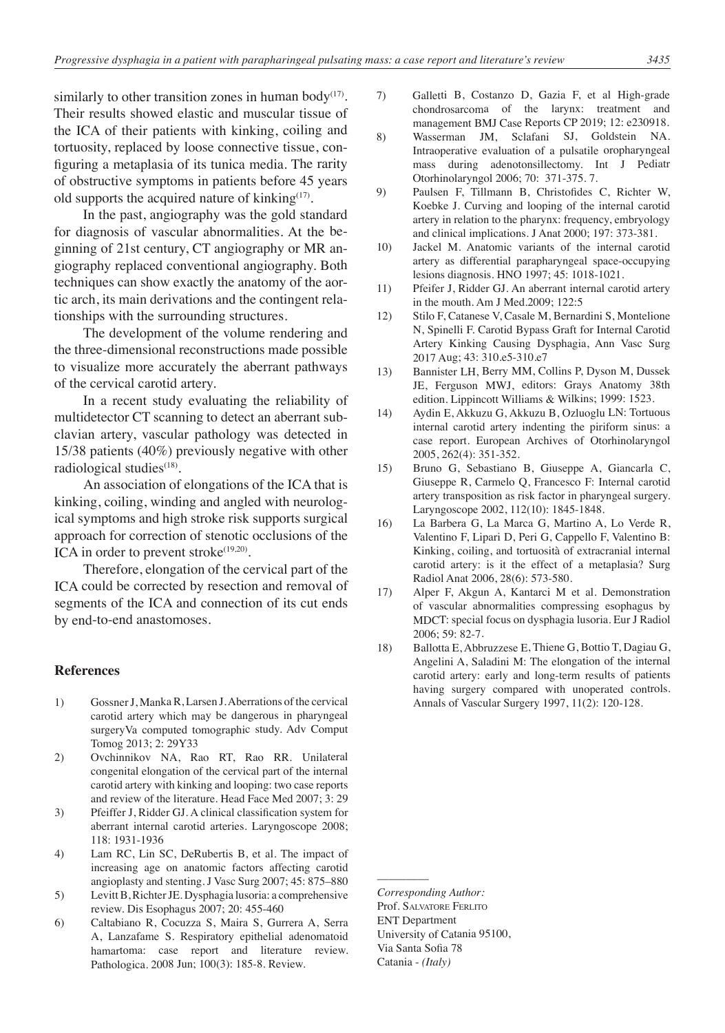similarly to other transition zones in human body[17]. Their results showed elastic and muscular tissue of the ICA of their patients with kinking, coiling and tortuosity, replaced by loose connective tissue, configuring a metaplasia of its tunica media. The rarity of obstructive symptoms in patients before 45 years old supports the acquired nature of kinking[17].

In the past, angiography was the gold standard for diagnosis of vascular abnormalities. At the beginning of 21st century, CT angiography or MR angiography replaced conventional angiography. Both techniques can show exactly the anatomy of the aortic arch, its main derivations and the contingent relationships with the surrounding structures.

The development of the volume rendering and the three-dimensional reconstructions made possible to visualize more accurately the aberrant pathways of the cervical carotid artery.

In a recent study evaluating the reliability of multidetector CT scanning to detect an aberrant subclavian artery, vascular pathology was detected in 15/38 patients (40%) previously negative with other radiological studies[18].

An association of elongations of the ICA that is kinking, coiling, winding and angled with neurological symptoms and high stroke risk supports surgical approach for correction of stenotic occlusions of the ICA in order to prevent stroke[19,20].

Therefore, elongation of the cervical part of the ICA could be corrected by resection and removal of segments of the ICA and connection of its cut ends by end-to-end anastomoses.

## References

1) Gossner J, Manka R, Larsen J. Aberrations of the cervical carotid artery which may be dangerous in pharyngeal surgeryVa computed tomographic study. Adv Comput Tomog 2013; 2: 29Y33
2) Ovchinnikov NA, Rao RT, Rao RR. Unilateral congenital elongation of the cervical part of the internal carotid artery with kinking and looping: two case reports and review of the literature. Head Face Med 2007; 3: 29
3) Pfeiffer J, Ridder GJ. A clinical classification system for aberrant internal carotid arteries. Laryngoscope 2008; 118: 1931-1936
4) Lam RC, Lin SC, DeRubertis B, et al. The impact of increasing age on anatomic factors affecting carotid angioplasty and stenting. J Vasc Surg 2007; 45: 875–880
5) Levitt B, Richter JE. Dysphagia lusoria: a comprehensive review. Dis Esophagus 2007; 20: 455-460
6) Caltabiano R, Cocuzza S, Maira S, Gurrera A, Serra A, Lanzafame S. Respiratory epithelial adenomatoid hamartoma: case report and literature review. Pathologica. 2008 Jun; 100(3): 185-8. Review.
7) Galletti B, Costanzo D, Gazia F, et al High-grade chondrosarcoma of the larynx: treatment and management BMJ Case Reports CP 2019; 12: e230918.
8) Wasserman JM, Sclafani SJ, Goldstein NA. Intraoperative evaluation of a pulsatile oropharyngeal mass during adenotonsillectomy. Int J Pediatr Otorhinolaryngol 2006; 70: 371-375. 7.
9) Paulsen F, Tillmann B, Christofides C, Richter W, Koebke J. Curving and looping of the internal carotid artery in relation to the pharynx: frequency, embryology and clinical implications. J Anat 2000; 197: 373-381.
10) Jackel M. Anatomic variants of the internal carotid artery as differential parapharyngeal space-occupying lesions diagnosis. HNO 1997; 45: 1018-1021.
11) Pfeifer J, Ridder GJ. An aberrant internal carotid artery in the mouth. Am J Med.2009; 122:5
12) Stilo F, Catanese V, Casale M, Bernardini S, Montelione N, Spinelli F. Carotid Bypass Graft for Internal Carotid Artery Kinking Causing Dysphagia, Ann Vasc Surg 2017 Aug; 43: 310.e5-310.e7
13) Bannister LH, Berry MM, Collins P, Dyson M, Dussek JE, Ferguson MWJ, editors: Grays Anatomy 38th edition. Lippincott Williams & Wilkins; 1999: 1523.
14) Aydin E, Akkuzu G, Akkuzu B, Ozluoglu LN: Tortuous internal carotid artery indenting the piriform sinus: a case report. European Archives of Otorhinolaryngol 2005, 262(4): 351-352.
15) Bruno G, Sebastiano B, Giuseppe A, Giancarla C, Giuseppe R, Carmelo Q, Francesco F: Internal carotid artery transposition as risk factor in pharyngeal surgery. Laryngoscope 2002, 112(10): 1845-1848.
16) La Barbera G, La Marca G, Martino A, Lo Verde R, Valentino F, Lipari D, Peri G, Cappello F, Valentino B: Kinking, coiling, and tortuosità of extracranial internal carotid artery: is it the effect of a metaplasia? Surg Radiol Anat 2006, 28(6): 573-580.
17) Alper F, Akgun A, Kantarci M et al. Demonstration of vascular abnormalities compressing esophagus by MDCT: special focus on dysphagia lusoria. Eur J Radiol 2006; 59: 82-7.
18) Ballotta E, Abbruzzese E, Thiene G, Bottio T, Dagiau G, Angelini A, Saladini M: The elongation of the internal carotid artery: early and long-term results of patients having surgery compared with unoperated controls. Annals of Vascular Surgery 1997, 11(2): 120-128.

---

*Corresponding Author:*
Prof. Salvatore Ferlito
ENT Department
University of Catania 95100,
Via Santa Sofia 78
Catania - *(Italy)*